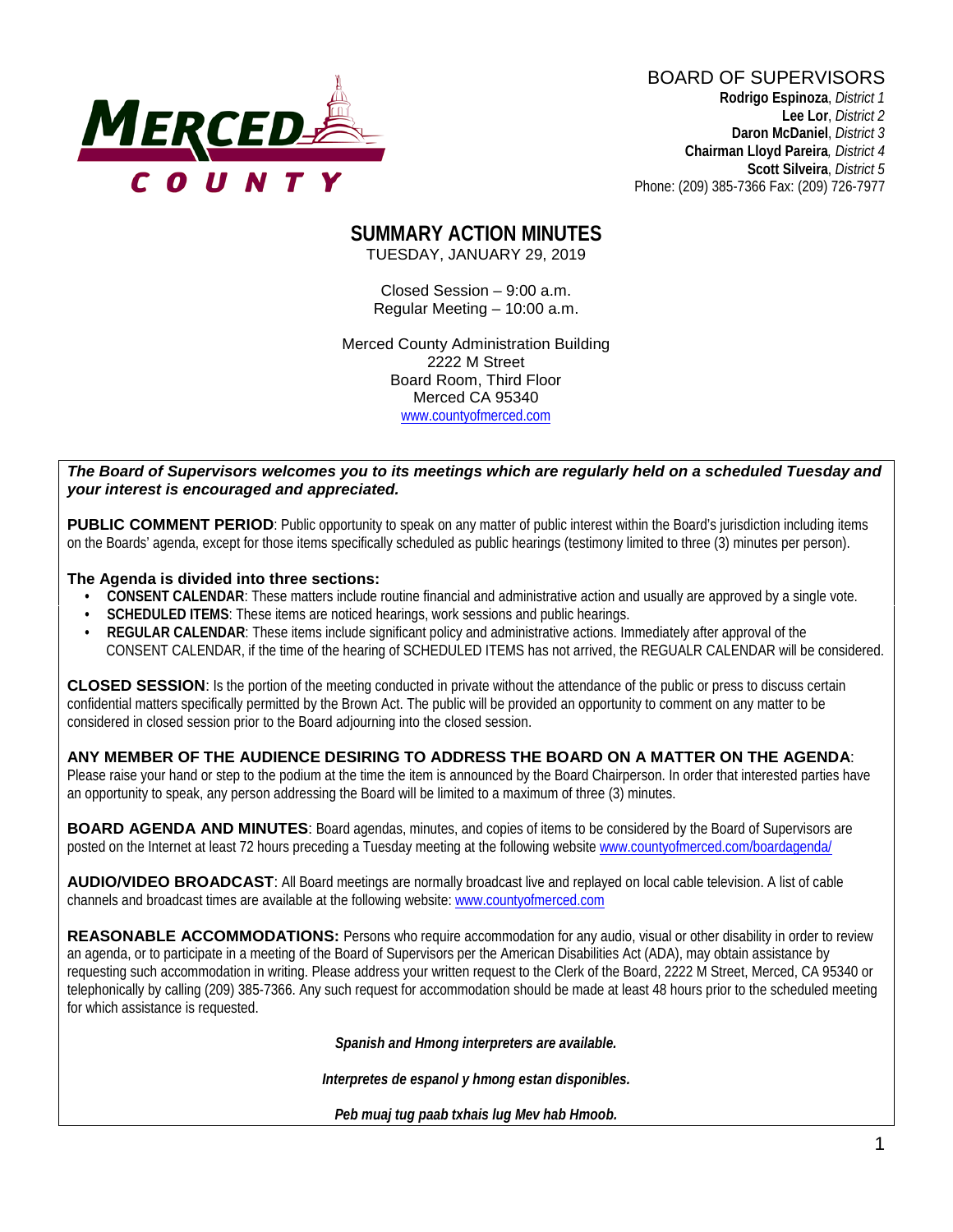MERCED COUNTY

BOARD OF SUPERVISORS
**Rodrigo Espinoza**, *District 1*
**Lee Lor**, *District 2*
**Daron McDaniel**, *District 3*
**Chairman Lloyd Pareira**, *District 4*
**Scott Silveira**, *District 5*
Phone: (209) 385-7366 Fax: (209) 726-7977

# SUMMARY ACTION MINUTES

TUESDAY, JANUARY 29, 2019

Closed Session – 9:00 a.m.
Regular Meeting – 10:00 a.m.

Merced County Administration Building
2222 M Street
Board Room, Third Floor
Merced CA 95340
www.countyofmerced.com

***The Board of Supervisors welcomes you to its meetings which are regularly held on a scheduled Tuesday and your interest is encouraged and appreciated.***

**PUBLIC COMMENT PERIOD**: Public opportunity to speak on any matter of public interest within the Board's jurisdiction including items on the Boards' agenda, except for those items specifically scheduled as public hearings (testimony limited to three (3) minutes per person).

**The Agenda is divided into three sections:**

- **CONSENT CALENDAR**: These matters include routine financial and administrative action and usually are approved by a single vote.
- **SCHEDULED ITEMS**: These items are noticed hearings, work sessions and public hearings.
- **REGULAR CALENDAR**: These items include significant policy and administrative actions. Immediately after approval of the CONSENT CALENDAR, if the time of the hearing of SCHEDULED ITEMS has not arrived, the REGUALR CALENDAR will be considered.

**CLOSED SESSION**: Is the portion of the meeting conducted in private without the attendance of the public or press to discuss certain confidential matters specifically permitted by the Brown Act. The public will be provided an opportunity to comment on any matter to be considered in closed session prior to the Board adjourning into the closed session.

**ANY MEMBER OF THE AUDIENCE DESIRING TO ADDRESS THE BOARD ON A MATTER ON THE AGENDA**: Please raise your hand or step to the podium at the time the item is announced by the Board Chairperson. In order that interested parties have an opportunity to speak, any person addressing the Board will be limited to a maximum of three (3) minutes.

**BOARD AGENDA AND MINUTES**: Board agendas, minutes, and copies of items to be considered by the Board of Supervisors are posted on the Internet at least 72 hours preceding a Tuesday meeting at the following website www.countyofmerced.com/boardagenda/

**AUDIO/VIDEO BROADCAST**: All Board meetings are normally broadcast live and replayed on local cable television. A list of cable channels and broadcast times are available at the following website: www.countyofmerced.com

**REASONABLE ACCOMMODATIONS:** Persons who require accommodation for any audio, visual or other disability in order to review an agenda, or to participate in a meeting of the Board of Supervisors per the American Disabilities Act (ADA), may obtain assistance by requesting such accommodation in writing. Please address your written request to the Clerk of the Board, 2222 M Street, Merced, CA 95340 or telephonically by calling (209) 385-7366. Any such request for accommodation should be made at least 48 hours prior to the scheduled meeting for which assistance is requested.

***Spanish and Hmong interpreters are available.***

***Interpretes de espanol y hmong estan disponibles.***

***Peb muaj tug paab txhais lug Mev hab Hmoob.***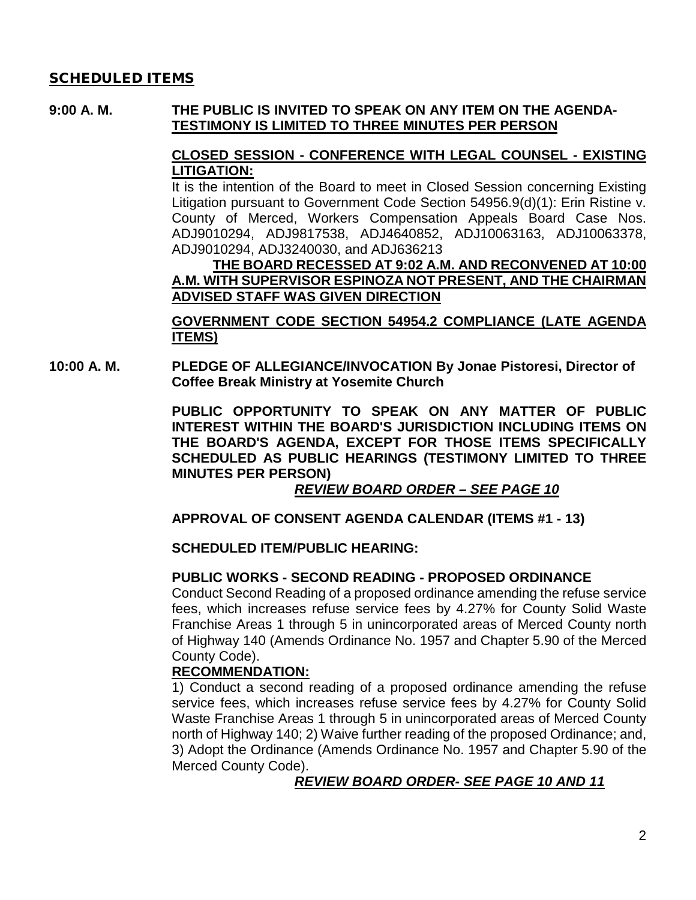## SCHEDULED ITEMS

**9:00 A. M.** **THE PUBLIC IS INVITED TO SPEAK ON ANY ITEM ON THE AGENDA- <u>TESTIMONY IS LIMITED TO THREE MINUTES PER PERSON</u>**

**<u>CLOSED SESSION - CONFERENCE WITH LEGAL COUNSEL - EXISTING LITIGATION:</u>**

It is the intention of the Board to meet in Closed Session concerning Existing Litigation pursuant to Government Code Section 54956.9(d)(1): Erin Ristine v. County of Merced, Workers Compensation Appeals Board Case Nos. ADJ9010294, ADJ9817538, ADJ4640852, ADJ10063163, ADJ10063378, ADJ9010294, ADJ3240030, and ADJ636213

**<u>THE BOARD RECESSED AT 9:02 A.M. AND RECONVENED AT 10:00 A.M. WITH SUPERVISOR ESPINOZA NOT PRESENT, AND THE CHAIRMAN ADVISED STAFF WAS GIVEN DIRECTION</u>**

**<u>GOVERNMENT CODE SECTION 54954.2 COMPLIANCE (LATE AGENDA ITEMS)</u>**

**10:00 A. M.** **PLEDGE OF ALLEGIANCE/INVOCATION By Jonae Pistoresi, Director of Coffee Break Ministry at Yosemite Church**

**PUBLIC OPPORTUNITY TO SPEAK ON ANY MATTER OF PUBLIC INTEREST WITHIN THE BOARD'S JURISDICTION INCLUDING ITEMS ON THE BOARD'S AGENDA, EXCEPT FOR THOSE ITEMS SPECIFICALLY SCHEDULED AS PUBLIC HEARINGS (TESTIMONY LIMITED TO THREE MINUTES PER PERSON)**

***<u>REVIEW BOARD ORDER – SEE PAGE 10</u>***

**APPROVAL OF CONSENT AGENDA CALENDAR (ITEMS #1 - 13)**

**SCHEDULED ITEM/PUBLIC HEARING:**

**PUBLIC WORKS - SECOND READING - PROPOSED ORDINANCE**

Conduct Second Reading of a proposed ordinance amending the refuse service fees, which increases refuse service fees by 4.27% for County Solid Waste Franchise Areas 1 through 5 in unincorporated areas of Merced County north of Highway 140 (Amends Ordinance No. 1957 and Chapter 5.90 of the Merced County Code).

**<u>RECOMMENDATION:</u>**

1) Conduct a second reading of a proposed ordinance amending the refuse service fees, which increases refuse service fees by 4.27% for County Solid Waste Franchise Areas 1 through 5 in unincorporated areas of Merced County north of Highway 140; 2) Waive further reading of the proposed Ordinance; and, 3) Adopt the Ordinance (Amends Ordinance No. 1957 and Chapter 5.90 of the Merced County Code).

***<u>REVIEW BOARD ORDER- SEE PAGE 10 AND 11</u>***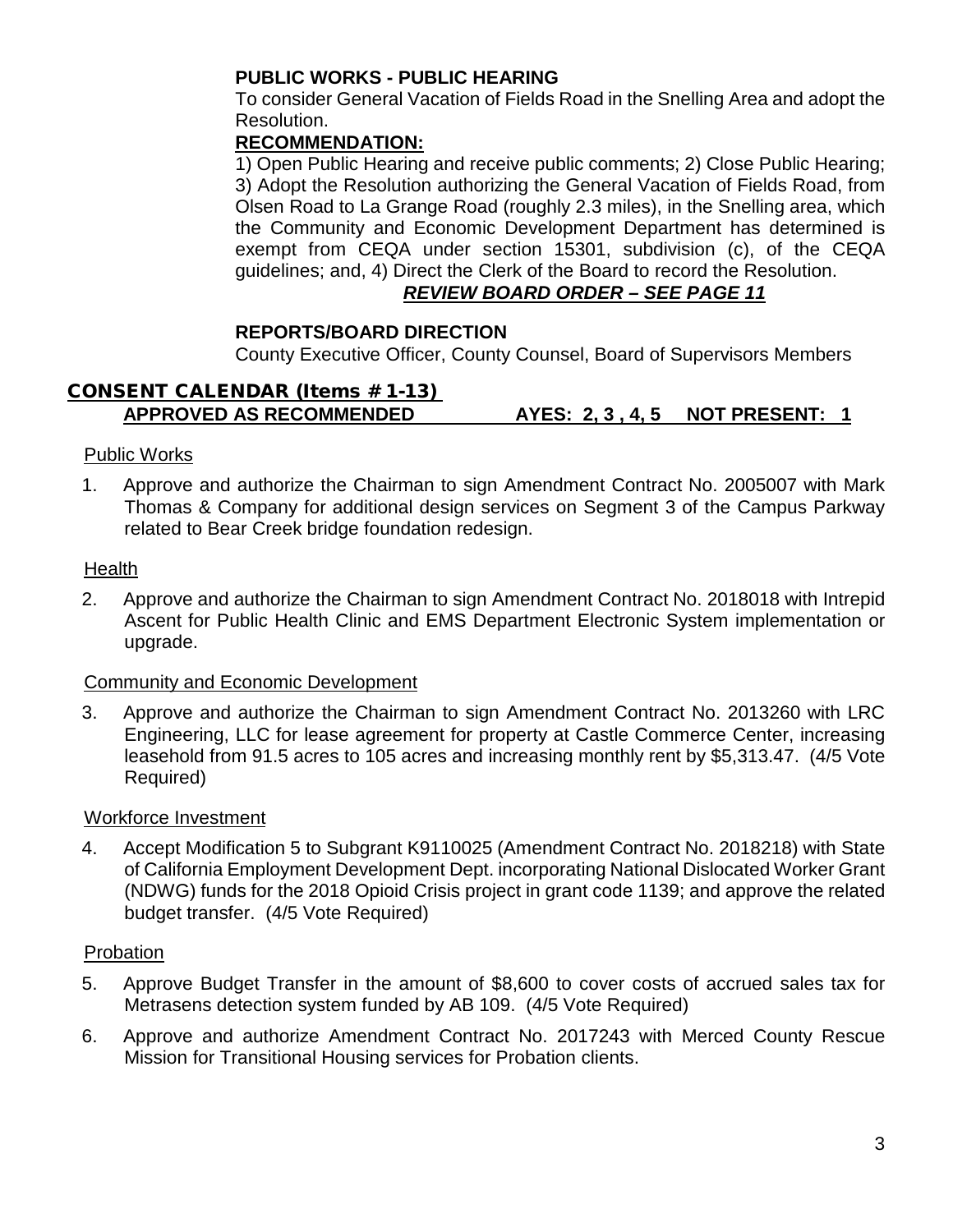**PUBLIC WORKS - PUBLIC HEARING**

To consider General Vacation of Fields Road in the Snelling Area and adopt the Resolution.

**RECOMMENDATION:**

1) Open Public Hearing and receive public comments; 2) Close Public Hearing; 3) Adopt the Resolution authorizing the General Vacation of Fields Road, from Olsen Road to La Grange Road (roughly 2.3 miles), in the Snelling area, which the Community and Economic Development Department has determined is exempt from CEQA under section 15301, subdivision (c), of the CEQA guidelines; and, 4) Direct the Clerk of the Board to record the Resolution.

***REVIEW BOARD ORDER – SEE PAGE 11***

**REPORTS/BOARD DIRECTION**

County Executive Officer, County Counsel, Board of Supervisors Members

## CONSENT CALENDAR (Items # 1-13)

**APPROVED AS RECOMMENDED AYES: 2, 3 , 4, 5 NOT PRESENT: 1**

Public Works

1. Approve and authorize the Chairman to sign Amendment Contract No. 2005007 with Mark Thomas & Company for additional design services on Segment 3 of the Campus Parkway related to Bear Creek bridge foundation redesign.

Health

2. Approve and authorize the Chairman to sign Amendment Contract No. 2018018 with Intrepid Ascent for Public Health Clinic and EMS Department Electronic System implementation or upgrade.

Community and Economic Development

3. Approve and authorize the Chairman to sign Amendment Contract No. 2013260 with LRC Engineering, LLC for lease agreement for property at Castle Commerce Center, increasing leasehold from 91.5 acres to 105 acres and increasing monthly rent by $5,313.47. (4/5 Vote Required)

Workforce Investment

4. Accept Modification 5 to Subgrant K9110025 (Amendment Contract No. 2018218) with State of California Employment Development Dept. incorporating National Dislocated Worker Grant (NDWG) funds for the 2018 Opioid Crisis project in grant code 1139; and approve the related budget transfer. (4/5 Vote Required)

Probation

5. Approve Budget Transfer in the amount of $8,600 to cover costs of accrued sales tax for Metrasens detection system funded by AB 109. (4/5 Vote Required)
6. Approve and authorize Amendment Contract No. 2017243 with Merced County Rescue Mission for Transitional Housing services for Probation clients.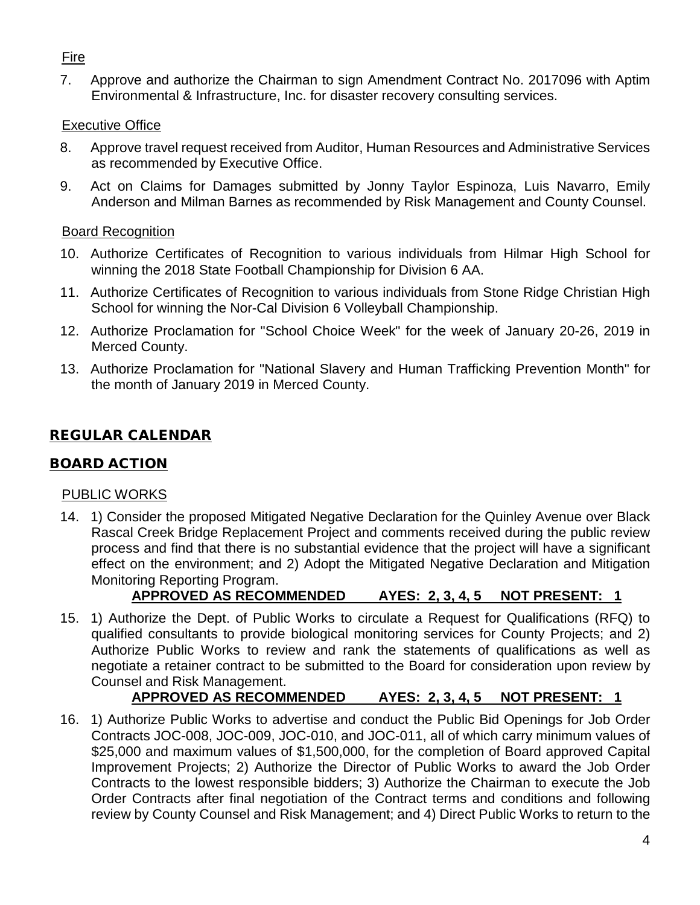Fire

7. Approve and authorize the Chairman to sign Amendment Contract No. 2017096 with Aptim Environmental & Infrastructure, Inc. for disaster recovery consulting services.

Executive Office

8. Approve travel request received from Auditor, Human Resources and Administrative Services as recommended by Executive Office.

9. Act on Claims for Damages submitted by Jonny Taylor Espinoza, Luis Navarro, Emily Anderson and Milman Barnes as recommended by Risk Management and County Counsel.

Board Recognition

10. Authorize Certificates of Recognition to various individuals from Hilmar High School for winning the 2018 State Football Championship for Division 6 AA.

11. Authorize Certificates of Recognition to various individuals from Stone Ridge Christian High School for winning the Nor-Cal Division 6 Volleyball Championship.

12. Authorize Proclamation for "School Choice Week" for the week of January 20-26, 2019 in Merced County.

13. Authorize Proclamation for "National Slavery and Human Trafficking Prevention Month" for the month of January 2019 in Merced County.

## REGULAR CALENDAR

## BOARD ACTION

PUBLIC WORKS

14. 1) Consider the proposed Mitigated Negative Declaration for the Quinley Avenue over Black Rascal Creek Bridge Replacement Project and comments received during the public review process and find that there is no substantial evidence that the project will have a significant effect on the environment; and 2) Adopt the Mitigated Negative Declaration and Mitigation Monitoring Reporting Program.

    **APPROVED AS RECOMMENDED AYES: 2, 3, 4, 5 NOT PRESENT: 1**

15. 1) Authorize the Dept. of Public Works to circulate a Request for Qualifications (RFQ) to qualified consultants to provide biological monitoring services for County Projects; and 2) Authorize Public Works to review and rank the statements of qualifications as well as negotiate a retainer contract to be submitted to the Board for consideration upon review by Counsel and Risk Management.

    **APPROVED AS RECOMMENDED AYES: 2, 3, 4, 5 NOT PRESENT: 1**

16. 1) Authorize Public Works to advertise and conduct the Public Bid Openings for Job Order Contracts JOC-008, JOC-009, JOC-010, and JOC-011, all of which carry minimum values of \$25,000 and maximum values of \$1,500,000, for the completion of Board approved Capital Improvement Projects; 2) Authorize the Director of Public Works to award the Job Order Contracts to the lowest responsible bidders; 3) Authorize the Chairman to execute the Job Order Contracts after final negotiation of the Contract terms and conditions and following review by County Counsel and Risk Management; and 4) Direct Public Works to return to the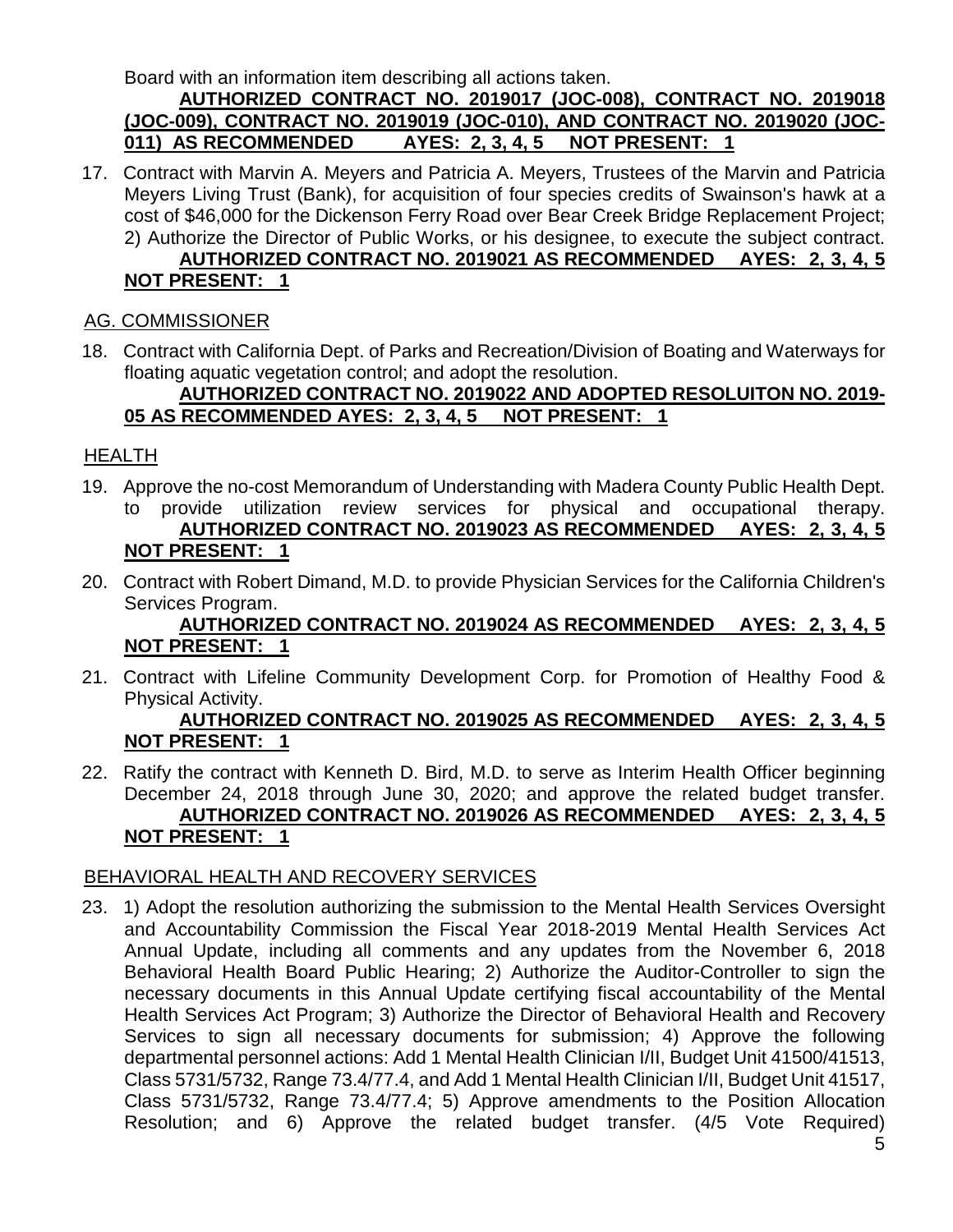Board with an information item describing all actions taken.

**AUTHORIZED CONTRACT NO. 2019017 (JOC-008), CONTRACT NO. 2019018 (JOC-009), CONTRACT NO. 2019019 (JOC-010), AND CONTRACT NO. 2019020 (JOC-011) AS RECOMMENDED AYES: 2, 3, 4, 5 NOT PRESENT: 1**

17. Contract with Marvin A. Meyers and Patricia A. Meyers, Trustees of the Marvin and Patricia Meyers Living Trust (Bank), for acquisition of four species credits of Swainson's hawk at a cost of $46,000 for the Dickenson Ferry Road over Bear Creek Bridge Replacement Project; 2) Authorize the Director of Public Works, or his designee, to execute the subject contract.

    **AUTHORIZED CONTRACT NO. 2019021 AS RECOMMENDED AYES: 2, 3, 4, 5 NOT PRESENT: 1**

## AG. COMMISSIONER

18. Contract with California Dept. of Parks and Recreation/Division of Boating and Waterways for floating aquatic vegetation control; and adopt the resolution.

    **AUTHORIZED CONTRACT NO. 2019022 AND ADOPTED RESOLUITON NO. 2019-05 AS RECOMMENDED AYES: 2, 3, 4, 5 NOT PRESENT: 1**

## HEALTH

19. Approve the no-cost Memorandum of Understanding with Madera County Public Health Dept. to provide utilization review services for physical and occupational therapy.

    **AUTHORIZED CONTRACT NO. 2019023 AS RECOMMENDED AYES: 2, 3, 4, 5 NOT PRESENT: 1**

20. Contract with Robert Dimand, M.D. to provide Physician Services for the California Children's Services Program.

    **AUTHORIZED CONTRACT NO. 2019024 AS RECOMMENDED AYES: 2, 3, 4, 5 NOT PRESENT: 1**

21. Contract with Lifeline Community Development Corp. for Promotion of Healthy Food & Physical Activity.

    **AUTHORIZED CONTRACT NO. 2019025 AS RECOMMENDED AYES: 2, 3, 4, 5 NOT PRESENT: 1**

22. Ratify the contract with Kenneth D. Bird, M.D. to serve as Interim Health Officer beginning December 24, 2018 through June 30, 2020; and approve the related budget transfer.

    **AUTHORIZED CONTRACT NO. 2019026 AS RECOMMENDED AYES: 2, 3, 4, 5 NOT PRESENT: 1**

## BEHAVIORAL HEALTH AND RECOVERY SERVICES

23. 1) Adopt the resolution authorizing the submission to the Mental Health Services Oversight and Accountability Commission the Fiscal Year 2018-2019 Mental Health Services Act Annual Update, including all comments and any updates from the November 6, 2018 Behavioral Health Board Public Hearing; 2) Authorize the Auditor-Controller to sign the necessary documents in this Annual Update certifying fiscal accountability of the Mental Health Services Act Program; 3) Authorize the Director of Behavioral Health and Recovery Services to sign all necessary documents for submission; 4) Approve the following departmental personnel actions: Add 1 Mental Health Clinician I/II, Budget Unit 41500/41513, Class 5731/5732, Range 73.4/77.4, and Add 1 Mental Health Clinician I/II, Budget Unit 41517, Class 5731/5732, Range 73.4/77.4; 5) Approve amendments to the Position Allocation Resolution; and 6) Approve the related budget transfer. (4/5 Vote Required)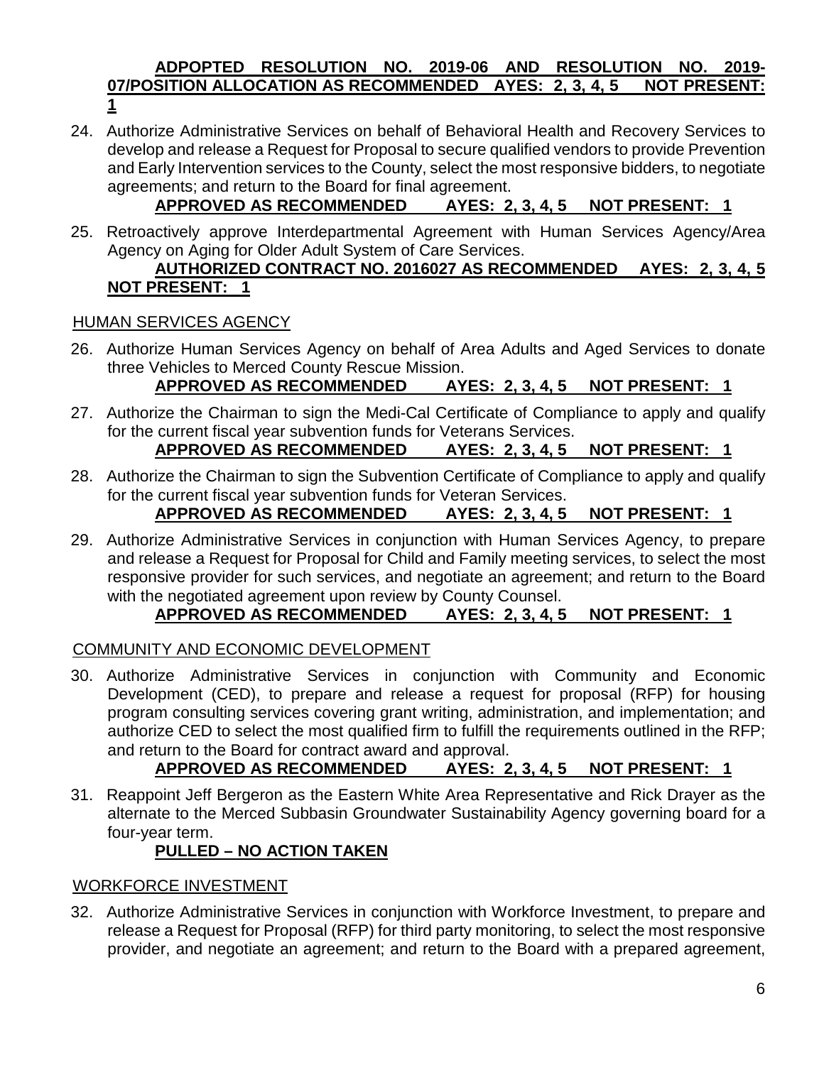**ADPOPTED RESOLUTION NO. 2019-06 AND RESOLUTION NO. 2019-07/POSITION ALLOCATION AS RECOMMENDED AYES: 2, 3, 4, 5 NOT PRESENT: 1**

24. Authorize Administrative Services on behalf of Behavioral Health and Recovery Services to develop and release a Request for Proposal to secure qualified vendors to provide Prevention and Early Intervention services to the County, select the most responsive bidders, to negotiate agreements; and return to the Board for final agreement.
    **APPROVED AS RECOMMENDED AYES: 2, 3, 4, 5 NOT PRESENT: 1**

25. Retroactively approve Interdepartmental Agreement with Human Services Agency/Area Agency on Aging for Older Adult System of Care Services.
    **AUTHORIZED CONTRACT NO. 2016027 AS RECOMMENDED AYES: 2, 3, 4, 5 NOT PRESENT: 1**

## HUMAN SERVICES AGENCY

26. Authorize Human Services Agency on behalf of Area Adults and Aged Services to donate three Vehicles to Merced County Rescue Mission.
    **APPROVED AS RECOMMENDED AYES: 2, 3, 4, 5 NOT PRESENT: 1**

27. Authorize the Chairman to sign the Medi-Cal Certificate of Compliance to apply and qualify for the current fiscal year subvention funds for Veterans Services.
    **APPROVED AS RECOMMENDED AYES: 2, 3, 4, 5 NOT PRESENT: 1**

28. Authorize the Chairman to sign the Subvention Certificate of Compliance to apply and qualify for the current fiscal year subvention funds for Veteran Services.
    **APPROVED AS RECOMMENDED AYES: 2, 3, 4, 5 NOT PRESENT: 1**

29. Authorize Administrative Services in conjunction with Human Services Agency, to prepare and release a Request for Proposal for Child and Family meeting services, to select the most responsive provider for such services, and negotiate an agreement; and return to the Board with the negotiated agreement upon review by County Counsel.
    **APPROVED AS RECOMMENDED AYES: 2, 3, 4, 5 NOT PRESENT: 1**

## COMMUNITY AND ECONOMIC DEVELOPMENT

30. Authorize Administrative Services in conjunction with Community and Economic Development (CED), to prepare and release a request for proposal (RFP) for housing program consulting services covering grant writing, administration, and implementation; and authorize CED to select the most qualified firm to fulfill the requirements outlined in the RFP; and return to the Board for contract award and approval.
    **APPROVED AS RECOMMENDED AYES: 2, 3, 4, 5 NOT PRESENT: 1**

31. Reappoint Jeff Bergeron as the Eastern White Area Representative and Rick Drayer as the alternate to the Merced Subbasin Groundwater Sustainability Agency governing board for a four-year term.
    **PULLED – NO ACTION TAKEN**

## WORKFORCE INVESTMENT

32. Authorize Administrative Services in conjunction with Workforce Investment, to prepare and release a Request for Proposal (RFP) for third party monitoring, to select the most responsive provider, and negotiate an agreement; and return to the Board with a prepared agreement,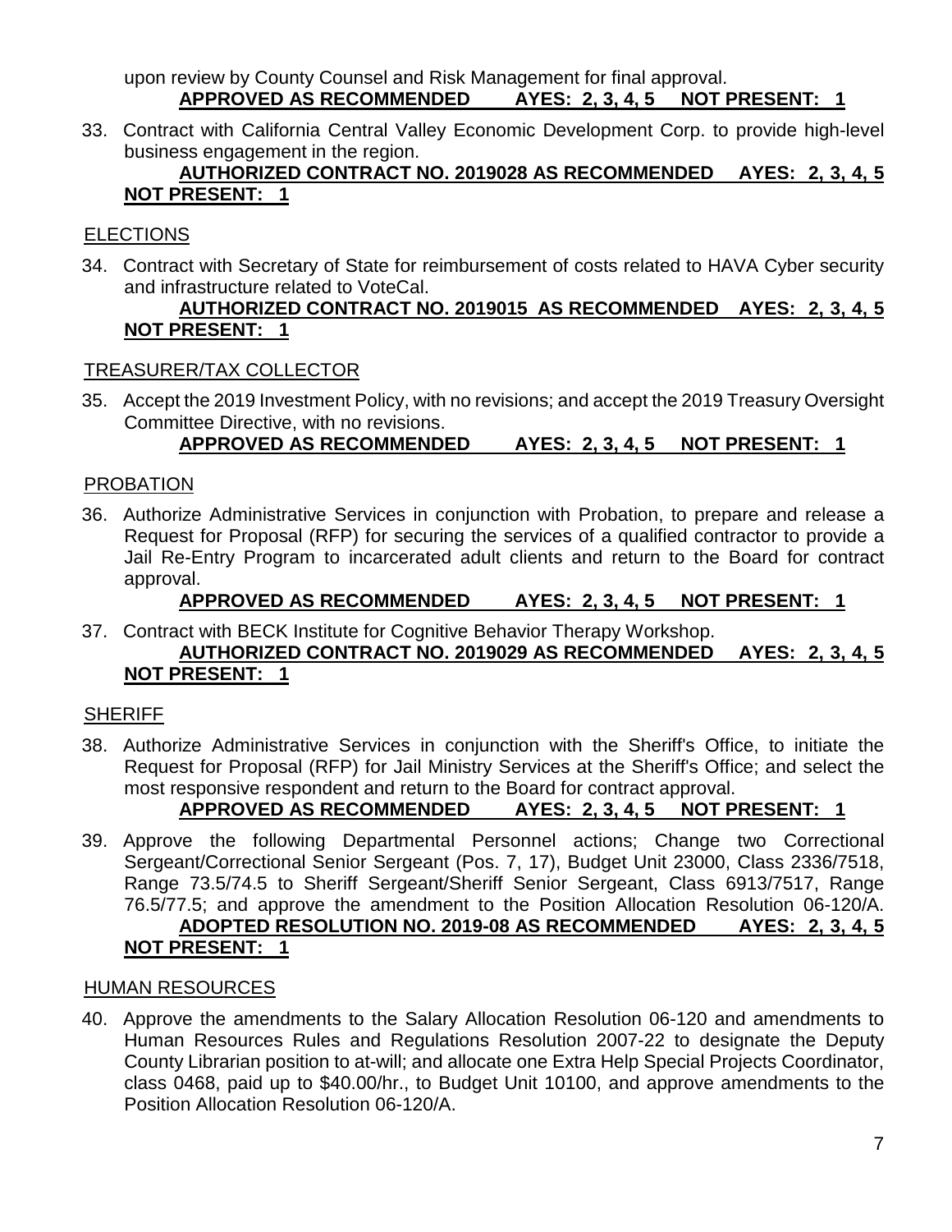upon review by County Counsel and Risk Management for final approval.

**APPROVED AS RECOMMENDED AYES: 2, 3, 4, 5 NOT PRESENT: 1**

33. Contract with California Central Valley Economic Development Corp. to provide high-level business engagement in the region.

**AUTHORIZED CONTRACT NO. 2019028 AS RECOMMENDED AYES: 2, 3, 4, 5 NOT PRESENT: 1**

ELECTIONS

34. Contract with Secretary of State for reimbursement of costs related to HAVA Cyber security and infrastructure related to VoteCal.

**AUTHORIZED CONTRACT NO. 2019015 AS RECOMMENDED AYES: 2, 3, 4, 5 NOT PRESENT: 1**

TREASURER/TAX COLLECTOR

35. Accept the 2019 Investment Policy, with no revisions; and accept the 2019 Treasury Oversight Committee Directive, with no revisions.

**APPROVED AS RECOMMENDED AYES: 2, 3, 4, 5 NOT PRESENT: 1**

PROBATION

36. Authorize Administrative Services in conjunction with Probation, to prepare and release a Request for Proposal (RFP) for securing the services of a qualified contractor to provide a Jail Re-Entry Program to incarcerated adult clients and return to the Board for contract approval.

**APPROVED AS RECOMMENDED AYES: 2, 3, 4, 5 NOT PRESENT: 1**

37. Contract with BECK Institute for Cognitive Behavior Therapy Workshop.

**AUTHORIZED CONTRACT NO. 2019029 AS RECOMMENDED AYES: 2, 3, 4, 5 NOT PRESENT: 1**

SHERIFF

38. Authorize Administrative Services in conjunction with the Sheriff's Office, to initiate the Request for Proposal (RFP) for Jail Ministry Services at the Sheriff's Office; and select the most responsive respondent and return to the Board for contract approval.

**APPROVED AS RECOMMENDED AYES: 2, 3, 4, 5 NOT PRESENT: 1**

39. Approve the following Departmental Personnel actions; Change two Correctional Sergeant/Correctional Senior Sergeant (Pos. 7, 17), Budget Unit 23000, Class 2336/7518, Range 73.5/74.5 to Sheriff Sergeant/Sheriff Senior Sergeant, Class 6913/7517, Range 76.5/77.5; and approve the amendment to the Position Allocation Resolution 06-120/A.

**ADOPTED RESOLUTION NO. 2019-08 AS RECOMMENDED AYES: 2, 3, 4, 5 NOT PRESENT: 1**

HUMAN RESOURCES

40. Approve the amendments to the Salary Allocation Resolution 06-120 and amendments to Human Resources Rules and Regulations Resolution 2007-22 to designate the Deputy County Librarian position to at-will; and allocate one Extra Help Special Projects Coordinator, class 0468, paid up to $40.00/hr., to Budget Unit 10100, and approve amendments to the Position Allocation Resolution 06-120/A.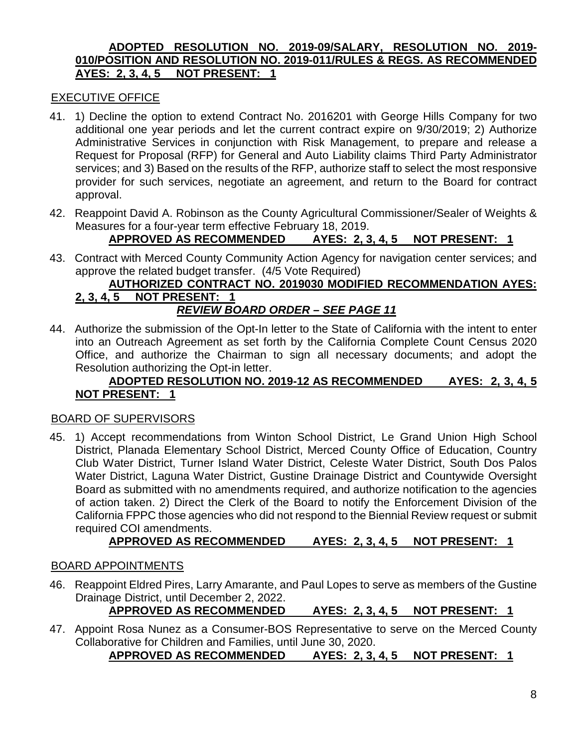**ADOPTED RESOLUTION NO. 2019-09/SALARY, RESOLUTION NO. 2019-010/POSITION AND RESOLUTION NO. 2019-011/RULES & REGS. AS RECOMMENDED AYES: 2, 3, 4, 5 NOT PRESENT: 1**

## EXECUTIVE OFFICE

41. 1) Decline the option to extend Contract No. 2016201 with George Hills Company for two additional one year periods and let the current contract expire on 9/30/2019; 2) Authorize Administrative Services in conjunction with Risk Management, to prepare and release a Request for Proposal (RFP) for General and Auto Liability claims Third Party Administrator services; and 3) Based on the results of the RFP, authorize staff to select the most responsive provider for such services, negotiate an agreement, and return to the Board for contract approval.

42. Reappoint David A. Robinson as the County Agricultural Commissioner/Sealer of Weights & Measures for a four-year term effective February 18, 2019.

    **APPROVED AS RECOMMENDED AYES: 2, 3, 4, 5 NOT PRESENT: 1**

43. Contract with Merced County Community Action Agency for navigation center services; and approve the related budget transfer. (4/5 Vote Required)

    **AUTHORIZED CONTRACT NO. 2019030 MODIFIED RECOMMENDATION AYES: 2, 3, 4, 5 NOT PRESENT: 1**

    ***REVIEW BOARD ORDER – SEE PAGE 11***

44. Authorize the submission of the Opt-In letter to the State of California with the intent to enter into an Outreach Agreement as set forth by the California Complete Count Census 2020 Office, and authorize the Chairman to sign all necessary documents; and adopt the Resolution authorizing the Opt-in letter.

    **ADOPTED RESOLUTION NO. 2019-12 AS RECOMMENDED AYES: 2, 3, 4, 5 NOT PRESENT: 1**

## BOARD OF SUPERVISORS

45. 1) Accept recommendations from Winton School District, Le Grand Union High School District, Planada Elementary School District, Merced County Office of Education, Country Club Water District, Turner Island Water District, Celeste Water District, South Dos Palos Water District, Laguna Water District, Gustine Drainage District and Countywide Oversight Board as submitted with no amendments required, and authorize notification to the agencies of action taken. 2) Direct the Clerk of the Board to notify the Enforcement Division of the California FPPC those agencies who did not respond to the Biennial Review request or submit required COI amendments.

    **APPROVED AS RECOMMENDED AYES: 2, 3, 4, 5 NOT PRESENT: 1**

## BOARD APPOINTMENTS

46. Reappoint Eldred Pires, Larry Amarante, and Paul Lopes to serve as members of the Gustine Drainage District, until December 2, 2022.

    **APPROVED AS RECOMMENDED AYES: 2, 3, 4, 5 NOT PRESENT: 1**

47. Appoint Rosa Nunez as a Consumer-BOS Representative to serve on the Merced County Collaborative for Children and Families, until June 30, 2020.

    **APPROVED AS RECOMMENDED AYES: 2, 3, 4, 5 NOT PRESENT: 1**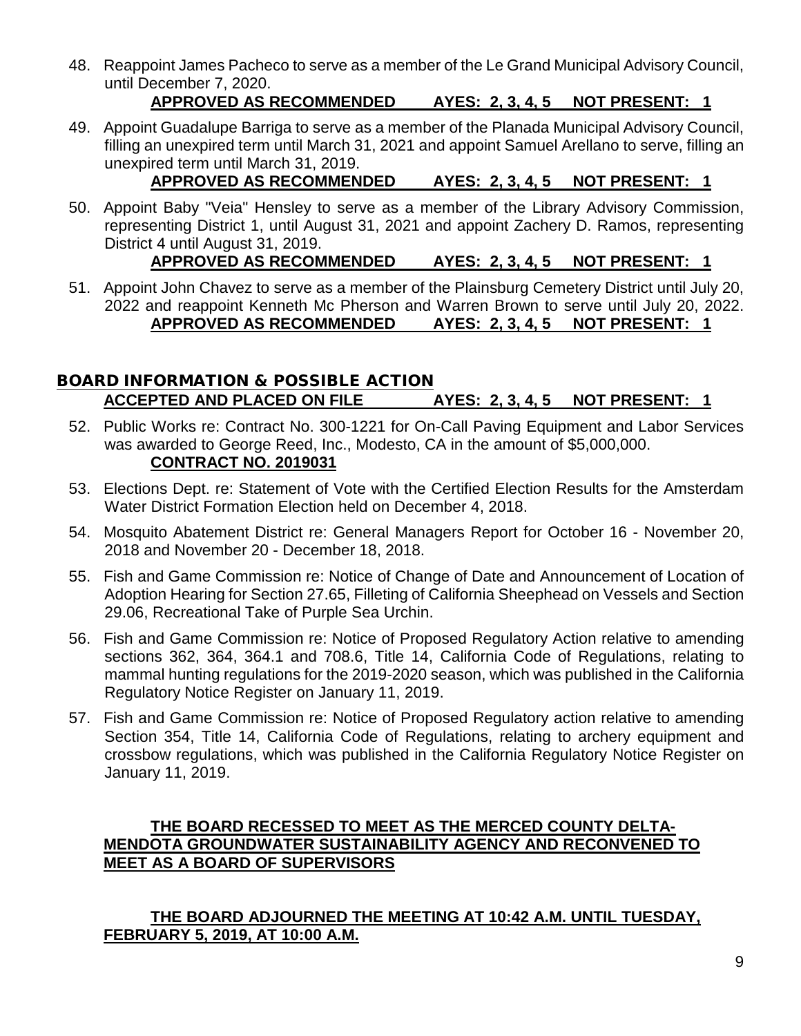48. Reappoint James Pacheco to serve as a member of the Le Grand Municipal Advisory Council, until December 7, 2020.

    **APPROVED AS RECOMMENDED AYES: 2, 3, 4, 5 NOT PRESENT: 1**

49. Appoint Guadalupe Barriga to serve as a member of the Planada Municipal Advisory Council, filling an unexpired term until March 31, 2021 and appoint Samuel Arellano to serve, filling an unexpired term until March 31, 2019.

    **APPROVED AS RECOMMENDED AYES: 2, 3, 4, 5 NOT PRESENT: 1**

50. Appoint Baby "Veia" Hensley to serve as a member of the Library Advisory Commission, representing District 1, until August 31, 2021 and appoint Zachery D. Ramos, representing District 4 until August 31, 2019.

    **APPROVED AS RECOMMENDED AYES: 2, 3, 4, 5 NOT PRESENT: 1**

51. Appoint John Chavez to serve as a member of the Plainsburg Cemetery District until July 20, 2022 and reappoint Kenneth Mc Pherson and Warren Brown to serve until July 20, 2022.

    **APPROVED AS RECOMMENDED AYES: 2, 3, 4, 5 NOT PRESENT: 1**

## BOARD INFORMATION & POSSIBLE ACTION

**ACCEPTED AND PLACED ON FILE AYES: 2, 3, 4, 5 NOT PRESENT: 1**

52. Public Works re: Contract No. 300-1221 for On-Call Paving Equipment and Labor Services was awarded to George Reed, Inc., Modesto, CA in the amount of $5,000,000.

    **CONTRACT NO. 2019031**

53. Elections Dept. re: Statement of Vote with the Certified Election Results for the Amsterdam Water District Formation Election held on December 4, 2018.

54. Mosquito Abatement District re: General Managers Report for October 16 - November 20, 2018 and November 20 - December 18, 2018.

55. Fish and Game Commission re: Notice of Change of Date and Announcement of Location of Adoption Hearing for Section 27.65, Filleting of California Sheephead on Vessels and Section 29.06, Recreational Take of Purple Sea Urchin.

56. Fish and Game Commission re: Notice of Proposed Regulatory Action relative to amending sections 362, 364, 364.1 and 708.6, Title 14, California Code of Regulations, relating to mammal hunting regulations for the 2019-2020 season, which was published in the California Regulatory Notice Register on January 11, 2019.

57. Fish and Game Commission re: Notice of Proposed Regulatory action relative to amending Section 354, Title 14, California Code of Regulations, relating to archery equipment and crossbow regulations, which was published in the California Regulatory Notice Register on January 11, 2019.

**THE BOARD RECESSED TO MEET AS THE MERCED COUNTY DELTA-MENDOTA GROUNDWATER SUSTAINABILITY AGENCY AND RECONVENED TO MEET AS A BOARD OF SUPERVISORS**

**THE BOARD ADJOURNED THE MEETING AT 10:42 A.M. UNTIL TUESDAY, FEBRUARY 5, 2019, AT 10:00 A.M.**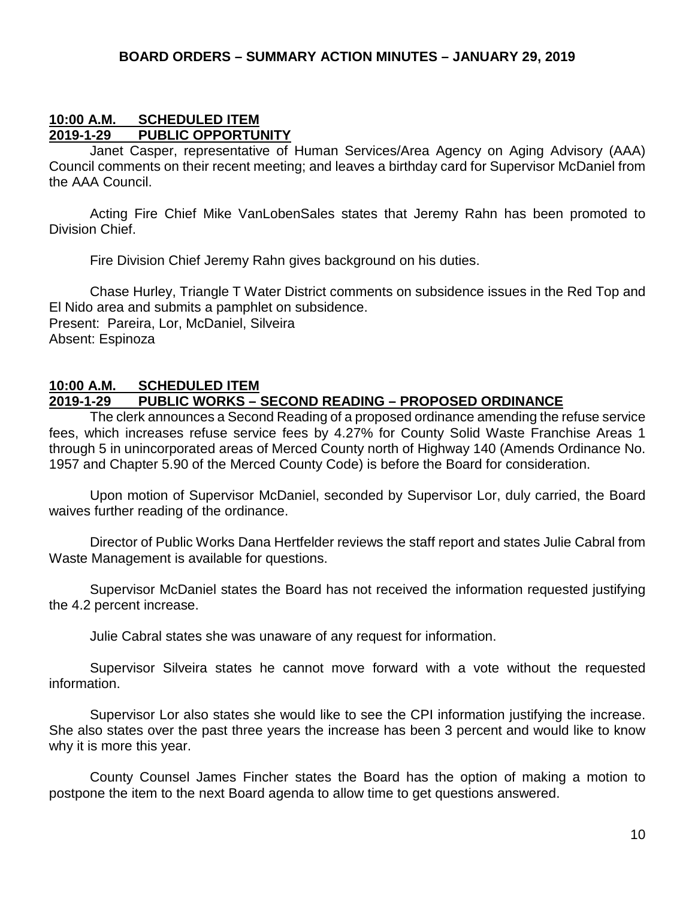**BOARD ORDERS – SUMMARY ACTION MINUTES – JANUARY 29, 2019**

**10:00 A.M. SCHEDULED ITEM**
**2019-1-29 PUBLIC OPPORTUNITY**

Janet Casper, representative of Human Services/Area Agency on Aging Advisory (AAA) Council comments on their recent meeting; and leaves a birthday card for Supervisor McDaniel from the AAA Council.

Acting Fire Chief Mike VanLobenSales states that Jeremy Rahn has been promoted to Division Chief.

Fire Division Chief Jeremy Rahn gives background on his duties.

Chase Hurley, Triangle T Water District comments on subsidence issues in the Red Top and El Nido area and submits a pamphlet on subsidence.
Present: Pareira, Lor, McDaniel, Silveira
Absent: Espinoza

**10:00 A.M. SCHEDULED ITEM**
**2019-1-29 PUBLIC WORKS – SECOND READING – PROPOSED ORDINANCE**

The clerk announces a Second Reading of a proposed ordinance amending the refuse service fees, which increases refuse service fees by 4.27% for County Solid Waste Franchise Areas 1 through 5 in unincorporated areas of Merced County north of Highway 140 (Amends Ordinance No. 1957 and Chapter 5.90 of the Merced County Code) is before the Board for consideration.

Upon motion of Supervisor McDaniel, seconded by Supervisor Lor, duly carried, the Board waives further reading of the ordinance.

Director of Public Works Dana Hertfelder reviews the staff report and states Julie Cabral from Waste Management is available for questions.

Supervisor McDaniel states the Board has not received the information requested justifying the 4.2 percent increase.

Julie Cabral states she was unaware of any request for information.

Supervisor Silveira states he cannot move forward with a vote without the requested information.

Supervisor Lor also states she would like to see the CPI information justifying the increase. She also states over the past three years the increase has been 3 percent and would like to know why it is more this year.

County Counsel James Fincher states the Board has the option of making a motion to postpone the item to the next Board agenda to allow time to get questions answered.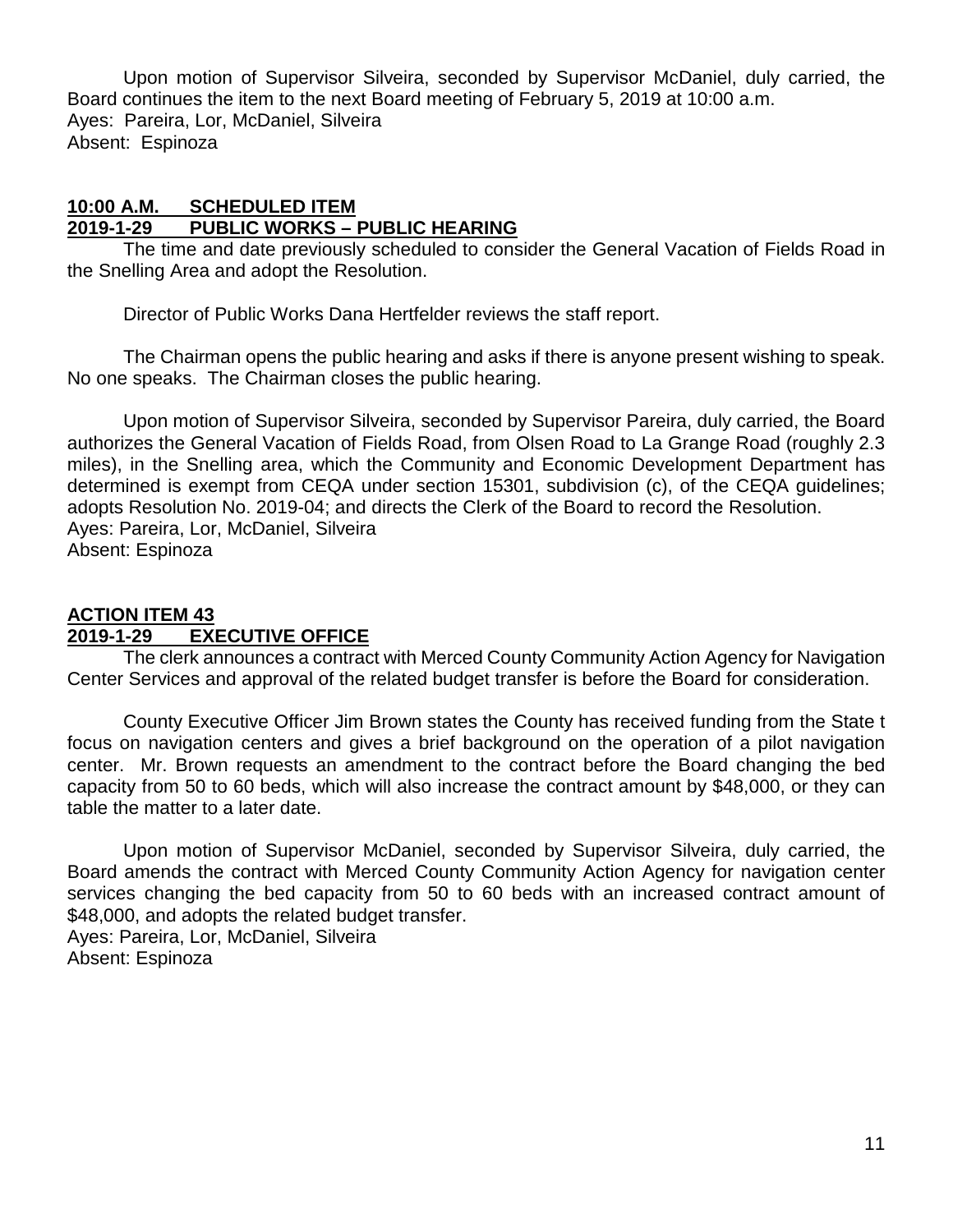Upon motion of Supervisor Silveira, seconded by Supervisor McDaniel, duly carried, the Board continues the item to the next Board meeting of February 5, 2019 at 10:00 a.m.
Ayes: Pareira, Lor, McDaniel, Silveira
Absent: Espinoza

**10:00 A.M. SCHEDULED ITEM**
**2019-1-29 PUBLIC WORKS – PUBLIC HEARING**

The time and date previously scheduled to consider the General Vacation of Fields Road in the Snelling Area and adopt the Resolution.

Director of Public Works Dana Hertfelder reviews the staff report.

The Chairman opens the public hearing and asks if there is anyone present wishing to speak. No one speaks. The Chairman closes the public hearing.

Upon motion of Supervisor Silveira, seconded by Supervisor Pareira, duly carried, the Board authorizes the General Vacation of Fields Road, from Olsen Road to La Grange Road (roughly 2.3 miles), in the Snelling area, which the Community and Economic Development Department has determined is exempt from CEQA under section 15301, subdivision (c), of the CEQA guidelines; adopts Resolution No. 2019-04; and directs the Clerk of the Board to record the Resolution.
Ayes: Pareira, Lor, McDaniel, Silveira
Absent: Espinoza

**ACTION ITEM 43**
**2019-1-29 EXECUTIVE OFFICE**

The clerk announces a contract with Merced County Community Action Agency for Navigation Center Services and approval of the related budget transfer is before the Board for consideration.

County Executive Officer Jim Brown states the County has received funding from the State t focus on navigation centers and gives a brief background on the operation of a pilot navigation center. Mr. Brown requests an amendment to the contract before the Board changing the bed capacity from 50 to 60 beds, which will also increase the contract amount by $48,000, or they can table the matter to a later date.

Upon motion of Supervisor McDaniel, seconded by Supervisor Silveira, duly carried, the Board amends the contract with Merced County Community Action Agency for navigation center services changing the bed capacity from 50 to 60 beds with an increased contract amount of $48,000, and adopts the related budget transfer.
Ayes: Pareira, Lor, McDaniel, Silveira
Absent: Espinoza